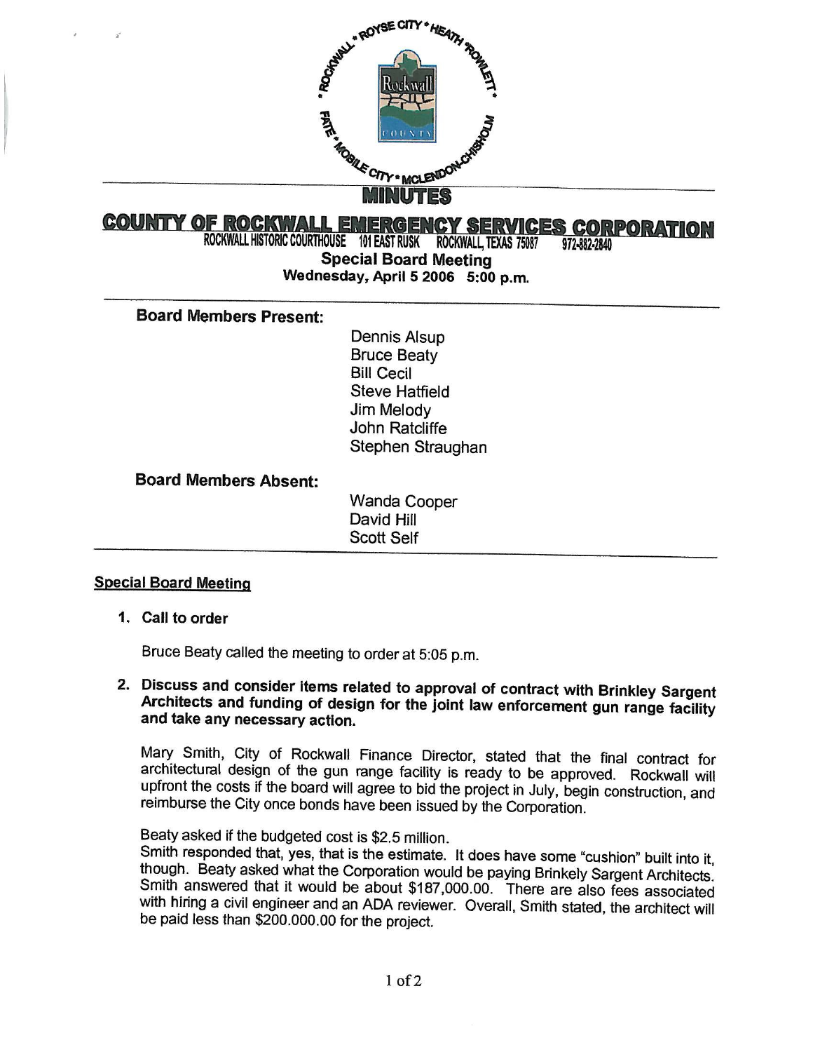# MINUTES

## COUNTY OF ROCKWALL EMERGENCY SERVICES CORPORATION

ROCKWALL HISTORIC COURTHOUSE 101 EAST RUSK ROCKWALL, TEXAS 75087 972-882-2840

**Special Board Meeting**
**Wednesday, April 5 2006 5:00 p.m.**

---

**Board Members Present:**

Dennis Alsup
Bruce Beaty
Bill Cecil
Steve Hatfield
Jim Melody
John Ratcliffe
Stephen Straughan

**Board Members Absent:**

Wanda Cooper
David Hill
Scott Self

---

**Special Board Meeting**

1. **Call to order**

   Bruce Beaty called the meeting to order at 5:05 p.m.

2. **Discuss and consider items related to approval of contract with Brinkley Sargent Architects and funding of design for the joint law enforcement gun range facility and take any necessary action.**

   Mary Smith, City of Rockwall Finance Director, stated that the final contract for architectural design of the gun range facility is ready to be approved. Rockwall will upfront the costs if the board will agree to bid the project in July, begin construction, and reimburse the City once bonds have been issued by the Corporation.

   Beaty asked if the budgeted cost is $2.5 million.
   Smith responded that, yes, that is the estimate. It does have some "cushion" built into it, though. Beaty asked what the Corporation would be paying Brinkely Sargent Architects. Smith answered that it would be about $187,000.00. There are also fees associated with hiring a civil engineer and an ADA reviewer. Overall, Smith stated, the architect will be paid less than $200.000.00 for the project.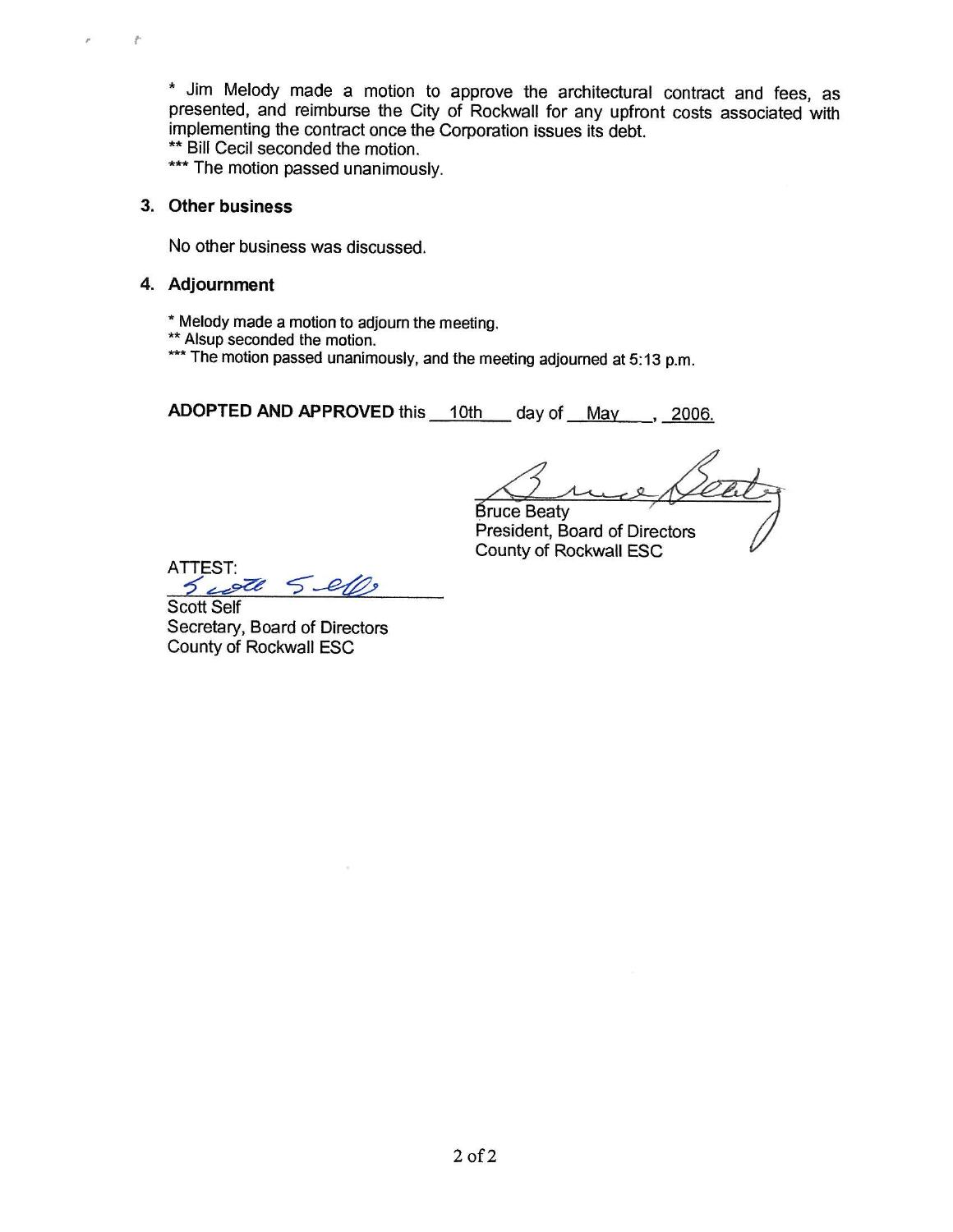* Jim Melody made a motion to approve the architectural contract and fees, as presented, and reimburse the City of Rockwall for any upfront costs associated with implementing the contract once the Corporation issues its debt.
** Bill Cecil seconded the motion.
*** The motion passed unanimously.

### 3. Other business

No other business was discussed.

### 4. Adjournment

* Melody made a motion to adjourn the meeting.
** Alsup seconded the motion.
*** The motion passed unanimously, and the meeting adjourned at 5:13 p.m.

**ADOPTED AND APPROVED** this 10th day of May, 2006.

Bruce Beaty
President, Board of Directors
County of Rockwall ESC

ATTEST:

Scott Self
Secretary, Board of Directors
County of Rockwall ESC